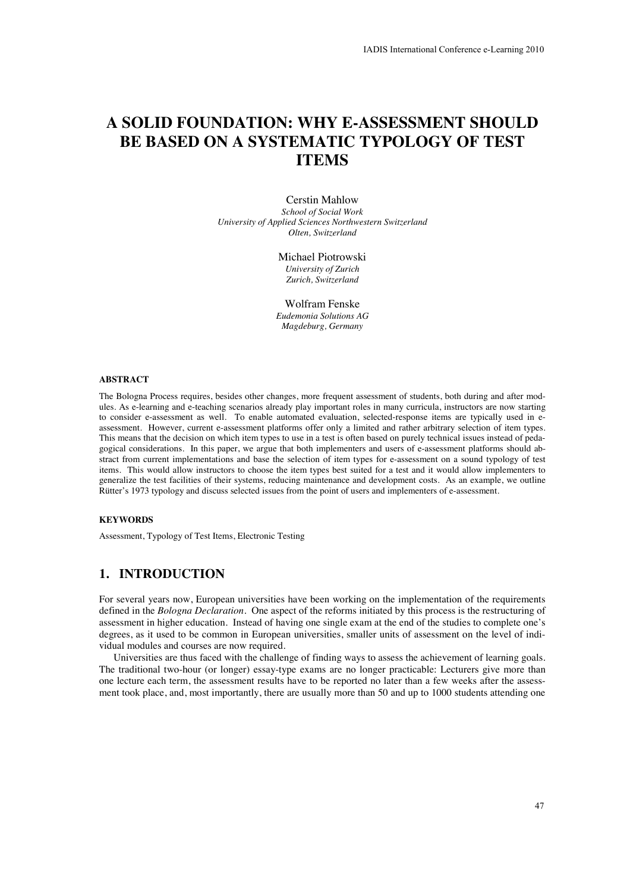# A SOLID FOUNDATION: WHY E-ASSESSMENT SHOULD BE BASED ON A SYSTEMATIC TYPOLOGY OF TEST ITEMS

Cerstin Mahlow
*School of Social Work*
*University of Applied Sciences Northwestern Switzerland*
*Olten, Switzerland*

Michael Piotrowski
*University of Zurich*
*Zurich, Switzerland*

Wolfram Fenske
*Eudemonia Solutions AG*
*Magdeburg, Germany*

#### ABSTRACT

The Bologna Process requires, besides other changes, more frequent assessment of students, both during and after modules. As e-learning and e-teaching scenarios already play important roles in many curricula, instructors are now starting to consider e-assessment as well. To enable automated evaluation, selected-response items are typically used in e-assessment. However, current e-assessment platforms offer only a limited and rather arbitrary selection of item types. This means that the decision on which item types to use in a test is often based on purely technical issues instead of pedagogical considerations. In this paper, we argue that both implementers and users of e-assessment platforms should abstract from current implementations and base the selection of item types for e-assessment on a sound typology of test items. This would allow instructors to choose the item types best suited for a test and it would allow implementers to generalize the test facilities of their systems, reducing maintenance and development costs. As an example, we outline Rütter's 1973 typology and discuss selected issues from the point of users and implementers of e-assessment.

#### KEYWORDS

Assessment, Typology of Test Items, Electronic Testing

## 1. INTRODUCTION

For several years now, European universities have been working on the implementation of the requirements defined in the *Bologna Declaration*. One aspect of the reforms initiated by this process is the restructuring of assessment in higher education. Instead of having one single exam at the end of the studies to complete one's degrees, as it used to be common in European universities, smaller units of assessment on the level of individual modules and courses are now required.

Universities are thus faced with the challenge of finding ways to assess the achievement of learning goals. The traditional two-hour (or longer) essay-type exams are no longer practicable: Lecturers give more than one lecture each term, the assessment results have to be reported no later than a few weeks after the assessment took place, and, most importantly, there are usually more than 50 and up to 1000 students attending one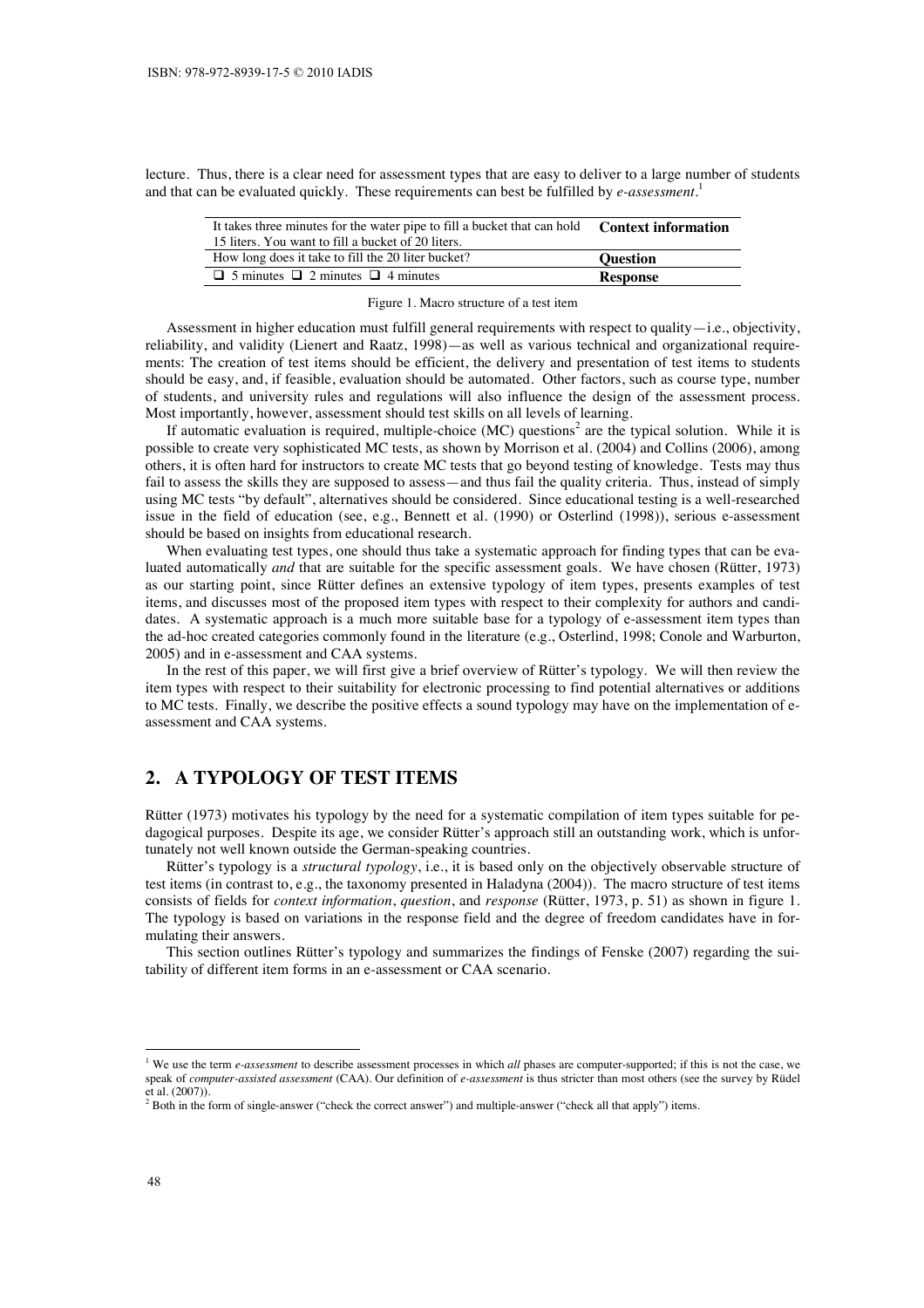lecture. Thus, there is a clear need for assessment types that are easy to deliver to a large number of students and that can be evaluated quickly. These requirements can best be fulfilled by *e-assessment*.[1]

| | |
|---|---|
| It takes three minutes for the water pipe to fill a bucket that can hold 15 liters. You want to fill a bucket of 20 liters. | **Context information** |
| How long does it take to fill the 20 liter bucket? | **Question** |
| ❑ 5 minutes ❑ 2 minutes ❑ 4 minutes | **Response** |

Figure 1. Macro structure of a test item

Assessment in higher education must fulfill general requirements with respect to quality—i.e., objectivity, reliability, and validity (Lienert and Raatz, 1998)—as well as various technical and organizational requirements: The creation of test items should be efficient, the delivery and presentation of test items to students should be easy, and, if feasible, evaluation should be automated. Other factors, such as course type, number of students, and university rules and regulations will also influence the design of the assessment process. Most importantly, however, assessment should test skills on all levels of learning.

If automatic evaluation is required, multiple-choice (MC) questions[2] are the typical solution. While it is possible to create very sophisticated MC tests, as shown by Morrison et al. (2004) and Collins (2006), among others, it is often hard for instructors to create MC tests that go beyond testing of knowledge. Tests may thus fail to assess the skills they are supposed to assess—and thus fail the quality criteria. Thus, instead of simply using MC tests "by default", alternatives should be considered. Since educational testing is a well-researched issue in the field of education (see, e.g., Bennett et al. (1990) or Osterlind (1998)), serious e-assessment should be based on insights from educational research.

When evaluating test types, one should thus take a systematic approach for finding types that can be evaluated automatically *and* that are suitable for the specific assessment goals. We have chosen (Rütter, 1973) as our starting point, since Rütter defines an extensive typology of item types, presents examples of test items, and discusses most of the proposed item types with respect to their complexity for authors and candidates. A systematic approach is a much more suitable base for a typology of e-assessment item types than the ad-hoc created categories commonly found in the literature (e.g., Osterlind, 1998; Conole and Warburton, 2005) and in e-assessment and CAA systems.

In the rest of this paper, we will first give a brief overview of Rütter's typology. We will then review the item types with respect to their suitability for electronic processing to find potential alternatives or additions to MC tests. Finally, we describe the positive effects a sound typology may have on the implementation of e-assessment and CAA systems.

## 2. A TYPOLOGY OF TEST ITEMS

Rütter (1973) motivates his typology by the need for a systematic compilation of item types suitable for pedagogical purposes. Despite its age, we consider Rütter's approach still an outstanding work, which is unfortunately not well known outside the German-speaking countries.

Rütter's typology is a *structural typology*, i.e., it is based only on the objectively observable structure of test items (in contrast to, e.g., the taxonomy presented in Haladyna (2004)). The macro structure of test items consists of fields for *context information*, *question*, and *response* (Rütter, 1973, p. 51) as shown in figure 1. The typology is based on variations in the response field and the degree of freedom candidates have in formulating their answers.

This section outlines Rütter's typology and summarizes the findings of Fenske (2007) regarding the suitability of different item forms in an e-assessment or CAA scenario.

[1] We use the term *e-assessment* to describe assessment processes in which *all* phases are computer-supported; if this is not the case, we speak of *computer-assisted assessment* (CAA). Our definition of *e-assessment* is thus stricter than most others (see the survey by Rüdel et al. (2007)).

[2] Both in the form of single-answer ("check the correct answer") and multiple-answer ("check all that apply") items.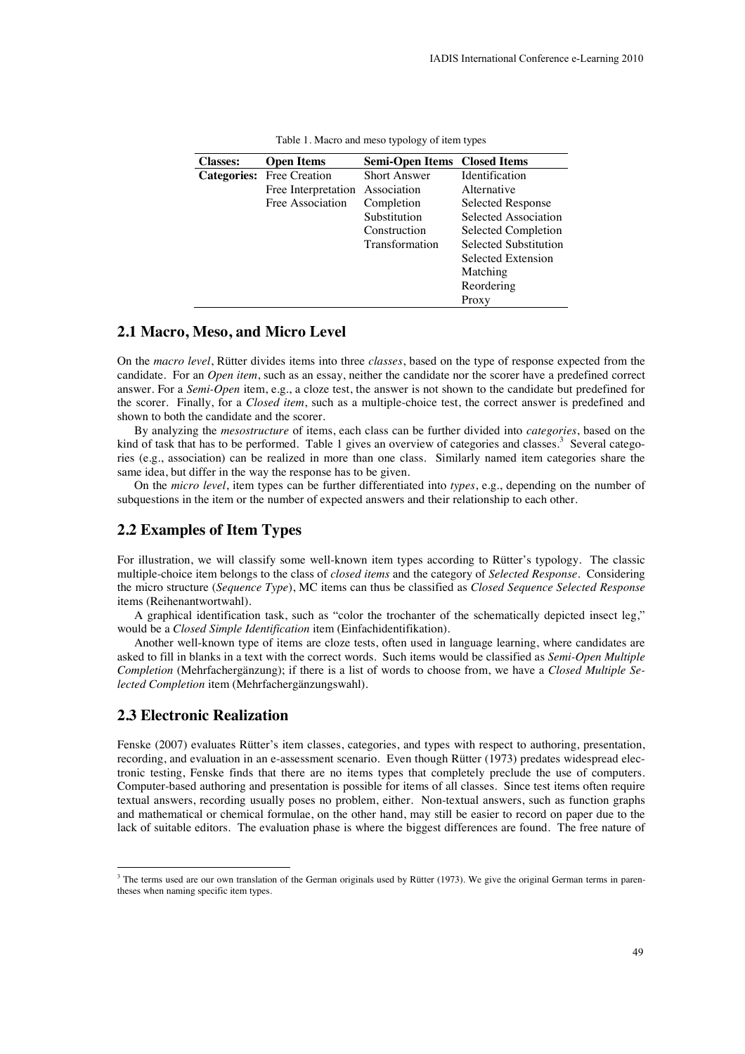Table 1. Macro and meso typology of item types

| Classes: | Open Items | Semi-Open Items | Closed Items |
|---|---|---|---|
| Categories: | Free Creation | Short Answer | Identification |
| | Free Interpretation | Association | Alternative |
| | Free Association | Completion | Selected Response |
| | | Substitution | Selected Association |
| | | Construction | Selected Completion |
| | | Transformation | Selected Substitution |
| | | | Selected Extension |
| | | | Matching |
| | | | Reordering |
| | | | Proxy |

## 2.1 Macro, Meso, and Micro Level

On the *macro level*, Rütter divides items into three *classes*, based on the type of response expected from the candidate. For an *Open item*, such as an essay, neither the candidate nor the scorer have a predefined correct answer. For a *Semi-Open* item, e.g., a cloze test, the answer is not shown to the candidate but predefined for the scorer. Finally, for a *Closed item*, such as a multiple-choice test, the correct answer is predefined and shown to both the candidate and the scorer.

By analyzing the *mesostructure* of items, each class can be further divided into *categories*, based on the kind of task that has to be performed. Table 1 gives an overview of categories and classes.[3] Several categories (e.g., association) can be realized in more than one class. Similarly named item categories share the same idea, but differ in the way the response has to be given.

On the *micro level*, item types can be further differentiated into *types*, e.g., depending on the number of subquestions in the item or the number of expected answers and their relationship to each other.

## 2.2 Examples of Item Types

For illustration, we will classify some well-known item types according to Rütter's typology. The classic multiple-choice item belongs to the class of *closed items* and the category of *Selected Response*. Considering the micro structure (*Sequence Type*), MC items can thus be classified as *Closed Sequence Selected Response* items (Reihenantwortwahl).

A graphical identification task, such as "color the trochanter of the schematically depicted insect leg," would be a *Closed Simple Identification* item (Einfachidentifikation).

Another well-known type of items are cloze tests, often used in language learning, where candidates are asked to fill in blanks in a text with the correct words. Such items would be classified as *Semi-Open Multiple Completion* (Mehrfachergänzung); if there is a list of words to choose from, we have a *Closed Multiple Selected Completion* item (Mehrfachergänzungswahl).

## 2.3 Electronic Realization

Fenske (2007) evaluates Rütter's item classes, categories, and types with respect to authoring, presentation, recording, and evaluation in an e-assessment scenario. Even though Rütter (1973) predates widespread electronic testing, Fenske finds that there are no items types that completely preclude the use of computers. Computer-based authoring and presentation is possible for items of all classes. Since test items often require textual answers, recording usually poses no problem, either. Non-textual answers, such as function graphs and mathematical or chemical formulae, on the other hand, may still be easier to record on paper due to the lack of suitable editors. The evaluation phase is where the biggest differences are found. The free nature of

[3] The terms used are our own translation of the German originals used by Rütter (1973). We give the original German terms in parentheses when naming specific item types.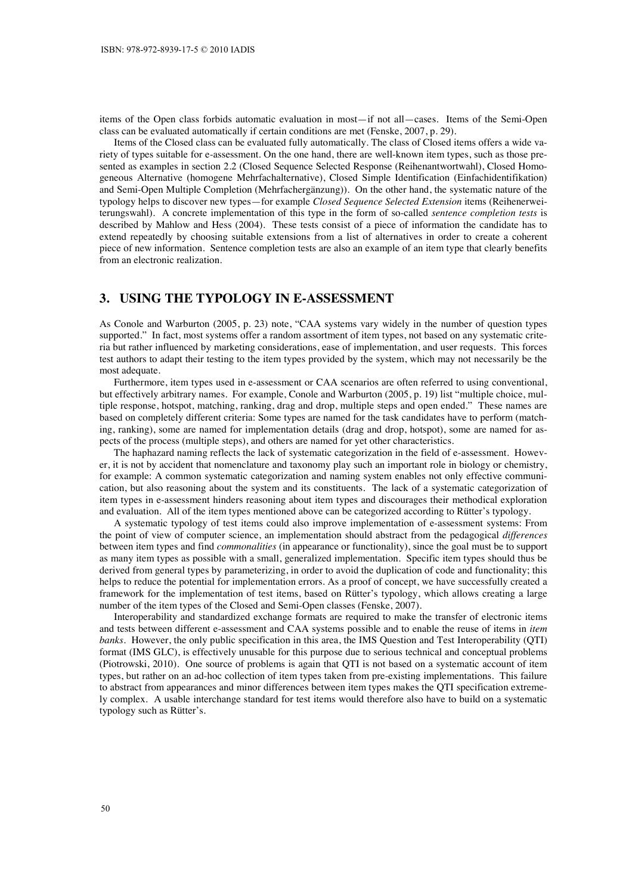items of the Open class forbids automatic evaluation in most—if not all—cases. Items of the Semi-Open class can be evaluated automatically if certain conditions are met (Fenske, 2007, p. 29).

Items of the Closed class can be evaluated fully automatically. The class of Closed items offers a wide variety of types suitable for e-assessment. On the one hand, there are well-known item types, such as those presented as examples in section 2.2 (Closed Sequence Selected Response (Reihenantwortwahl), Closed Homogeneous Alternative (homogene Mehrfachalternative), Closed Simple Identification (Einfachidentifikation) and Semi-Open Multiple Completion (Mehrfachergänzung)). On the other hand, the systematic nature of the typology helps to discover new types—for example *Closed Sequence Selected Extension* items (Reihenerweiterungswahl). A concrete implementation of this type in the form of so-called *sentence completion tests* is described by Mahlow and Hess (2004). These tests consist of a piece of information the candidate has to extend repeatedly by choosing suitable extensions from a list of alternatives in order to create a coherent piece of new information. Sentence completion tests are also an example of an item type that clearly benefits from an electronic realization.

## 3. USING THE TYPOLOGY IN E-ASSESSMENT

As Conole and Warburton (2005, p. 23) note, "CAA systems vary widely in the number of question types supported." In fact, most systems offer a random assortment of item types, not based on any systematic criteria but rather influenced by marketing considerations, ease of implementation, and user requests. This forces test authors to adapt their testing to the item types provided by the system, which may not necessarily be the most adequate.

Furthermore, item types used in e-assessment or CAA scenarios are often referred to using conventional, but effectively arbitrary names. For example, Conole and Warburton (2005, p. 19) list "multiple choice, multiple response, hotspot, matching, ranking, drag and drop, multiple steps and open ended." These names are based on completely different criteria: Some types are named for the task candidates have to perform (matching, ranking), some are named for implementation details (drag and drop, hotspot), some are named for aspects of the process (multiple steps), and others are named for yet other characteristics.

The haphazard naming reflects the lack of systematic categorization in the field of e-assessment. However, it is not by accident that nomenclature and taxonomy play such an important role in biology or chemistry, for example: A common systematic categorization and naming system enables not only effective communication, but also reasoning about the system and its constituents. The lack of a systematic categorization of item types in e-assessment hinders reasoning about item types and discourages their methodical exploration and evaluation. All of the item types mentioned above can be categorized according to Rütter's typology.

A systematic typology of test items could also improve implementation of e-assessment systems: From the point of view of computer science, an implementation should abstract from the pedagogical *differences* between item types and find *commonalities* (in appearance or functionality), since the goal must be to support as many item types as possible with a small, generalized implementation. Specific item types should thus be derived from general types by parameterizing, in order to avoid the duplication of code and functionality; this helps to reduce the potential for implementation errors. As a proof of concept, we have successfully created a framework for the implementation of test items, based on Rütter's typology, which allows creating a large number of the item types of the Closed and Semi-Open classes (Fenske, 2007).

Interoperability and standardized exchange formats are required to make the transfer of electronic items and tests between different e-assessment and CAA systems possible and to enable the reuse of items in *item banks*. However, the only public specification in this area, the IMS Question and Test Interoperability (QTI) format (IMS GLC), is effectively unusable for this purpose due to serious technical and conceptual problems (Piotrowski, 2010). One source of problems is again that QTI is not based on a systematic account of item types, but rather on an ad-hoc collection of item types taken from pre-existing implementations. This failure to abstract from appearances and minor differences between item types makes the QTI specification extremely complex. A usable interchange standard for test items would therefore also have to build on a systematic typology such as Rütter's.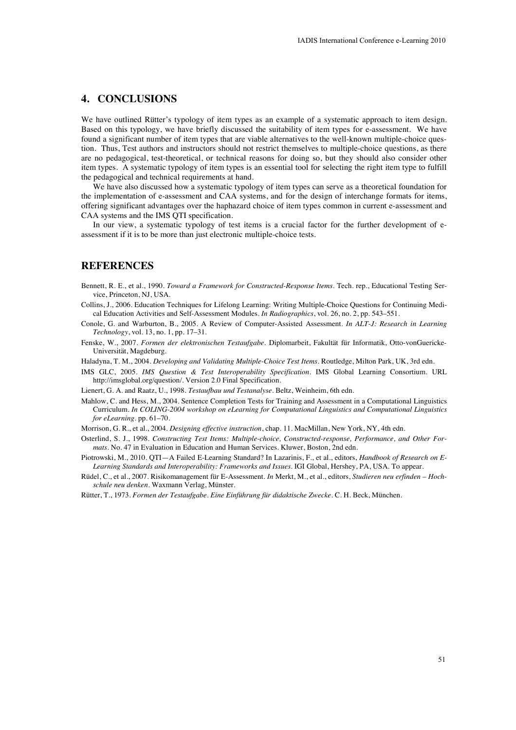## 4. CONCLUSIONS

We have outlined Rütter's typology of item types as an example of a systematic approach to item design. Based on this typology, we have briefly discussed the suitability of item types for e-assessment. We have found a significant number of item types that are viable alternatives to the well-known multiple-choice question. Thus, Test authors and instructors should not restrict themselves to multiple-choice questions, as there are no pedagogical, test-theoretical, or technical reasons for doing so, but they should also consider other item types. A systematic typology of item types is an essential tool for selecting the right item type to fulfill the pedagogical and technical requirements at hand.

We have also discussed how a systematic typology of item types can serve as a theoretical foundation for the implementation of e-assessment and CAA systems, and for the design of interchange formats for items, offering significant advantages over the haphazard choice of item types common in current e-assessment and CAA systems and the IMS QTI specification.

In our view, a systematic typology of test items is a crucial factor for the further development of e-assessment if it is to be more than just electronic multiple-choice tests.

## REFERENCES

Bennett, R. E., et al., 1990. *Toward a Framework for Constructed-Response Items*. Tech. rep., Educational Testing Service, Princeton, NJ, USA.

Collins, J., 2006. Education Techniques for Lifelong Learning: Writing Multiple-Choice Questions for Continuing Medical Education Activities and Self-Assessment Modules. *In Radiographics*, vol. 26, no. 2, pp. 543–551.

Conole, G. and Warburton, B., 2005. A Review of Computer-Assisted Assessment. *In ALT-J: Research in Learning Technology*, vol. 13, no. 1, pp. 17–31.

Fenske, W., 2007. *Formen der elektronischen Testaufgabe*. Diplomarbeit, Fakultät für Informatik, Otto-vonGuericke-Universität, Magdeburg.

Haladyna, T. M., 2004. *Developing and Validating Multiple-Choice Test Items*. Routledge, Milton Park, UK, 3rd edn.

IMS GLC, 2005. *IMS Question & Test Interoperability Specification*. IMS Global Learning Consortium. URL http://imsglobal.org/question/. Version 2.0 Final Specification.

Lienert, G. A. and Raatz, U., 1998. *Testaufbau und Testanalyse*. Beltz, Weinheim, 6th edn.

Mahlow, C. and Hess, M., 2004. Sentence Completion Tests for Training and Assessment in a Computational Linguistics Curriculum. *In COLING-2004 workshop on eLearning for Computational Linguistics and Computational Linguistics for eLearning*. pp. 61–70.

Morrison, G. R., et al., 2004. *Designing effective instruction*, chap. 11. MacMillan, New York, NY, 4th edn.

Osterlind, S. J., 1998. *Constructing Test Items: Multiple-choice, Constructed-response, Performance, and Other Formats*. No. 47 in Evaluation in Education and Human Services. Kluwer, Boston, 2nd edn.

Piotrowski, M., 2010. QTI—A Failed E-Learning Standard? In Lazarinis, F., et al., editors, *Handbook of Research on E-Learning Standards and Interoperability: Frameworks and Issues*. IGI Global, Hershey, PA, USA. To appear.

Rüdel, C., et al., 2007. Risikomanagement für E-Assessment. *In* Merkt, M., et al., editors, *Studieren neu erfinden – Hochschule neu denken*. Waxmann Verlag, Münster.

Rütter, T., 1973. *Formen der Testaufgabe. Eine Einführung für didaktische Zwecke*. C. H. Beck, München.